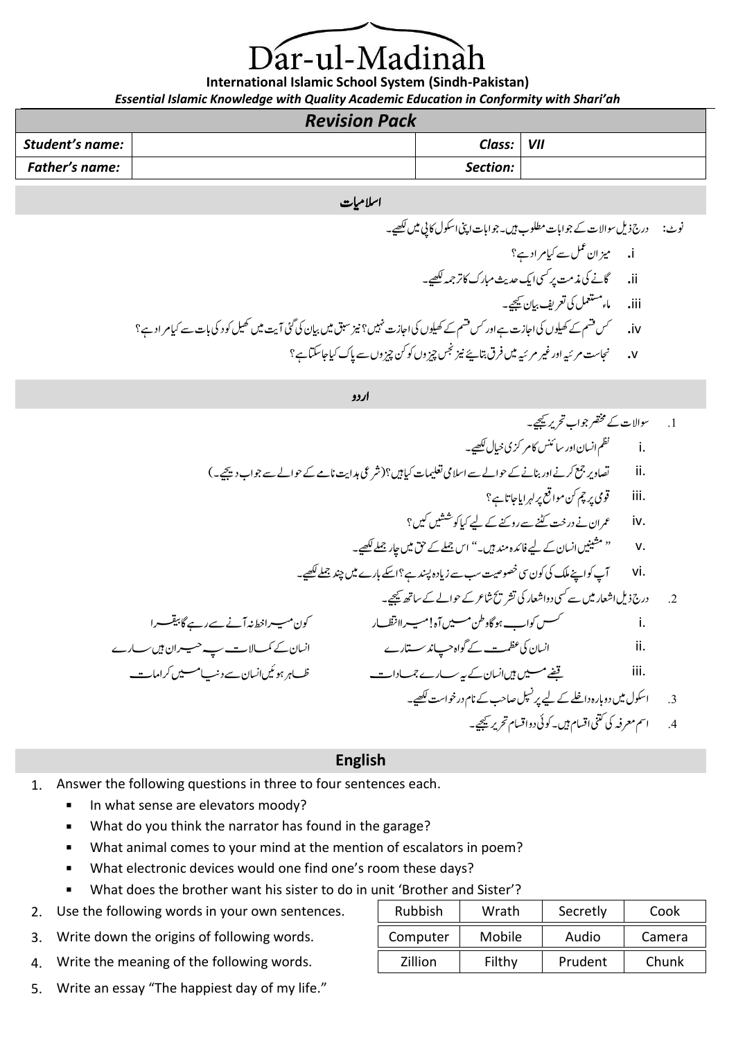# Dār-ul-Madinah

**International Islamic School System (Sindh-Pakistan)**

***Essential Islamic Knowledge with Quality Academic Education in Conformity with Shari'ah***

## *Revision Pack*

| ***Student's name:*** | | ***Class:*** | ***VII*** |
|---|---|---|---|
| ***Father's name:*** | | ***Section:*** | |

## اسلامیات

نوٹ: درج ذیل سوالات کے جوابات مطلوب ہیں۔ جوابات اپنی اسکول کاپی میں لکھیے۔

- i. میزانِ عمل سے کیا مراد ہے؟
- ii. گانے کی مذمت پر کسی ایک حدیث مبارک کا ترجمہ لکھیے۔
- iii. ماءِ مستعمل کی تعریف بیان کیجیے۔
- iv. کس قسم کے کھیلوں کی اجازت ہے اور کس قسم کے کھیلوں کی اجازت نہیں؟ نیز سبق میں بیان کی گئی آیت میں کھیل کود کی بات سے کیا مراد ہے؟
- v. نجاست مرئیہ اور غیر مرئیہ میں فرق بتائیے نیز نجس چیزوں کو کن چیزوں سے پاک کیا جاسکتا ہے؟

## اردو

1. سوالات کے مختصر جواب تحریر کیجیے۔
   - i. نظم انسان اور سائنس کا مرکزی خیال لکھیے۔
   - ii. تصاویر جمع کرنے اور بنانے کے حوالے سے اسلامی تعلیمات کیا ہیں؟ (شرعی ہدایت نامے کے حوالے سے جواب دیجیے۔)
   - iii. قومی پرچم کن مواقع پر لہرایا جاتا ہے؟
   - iv. عمران نے درخت کٹنے سے روکنے کے لیے کیا کوششیں کیں؟
   - v. "مشینیں انسان کے لیے فائدہ مند ہیں۔" اس جملے کے حق میں چار جملے لکھیے۔
   - vi. آپ کو اپنے ملک کی کون سی خصوصیت سب سے زیادہ پسند ہے؟ اسکے بارے میں چند جملے لکھیے۔
2. درج ذیل اشعار میں سے کسی دو اشعار کی تشریح شاعر کے حوالے کے ساتھ کیجیے۔
   - i. کس کو اب ہوگا وطن میں آہ! میرا انتظار — کون میرا خط نہ آنے سے رہے گا بیقرار
   - ii. انسان کی عظمت کے گواہ چاند ستارے — انسان کے کمالات پہ حیران ہیں سارے
   - iii. قبضے میں ہیں انسان کے یہ سارے جمادات — ظاہر ہوئیں انسان سے دنیا میں کرامات
3. اسکول میں دوبارہ داخلے کے لیے پرنسپل صاحب کے نام درخواست لکھیے۔
4. اسم معرفہ کی کتنی اقسام ہیں۔ کوئی دو اقسام تحریر کیجیے۔

## English

1. Answer the following questions in three to four sentences each.
   - In what sense are elevators moody?
   - What do you think the narrator has found in the garage?
   - What animal comes to your mind at the mention of escalators in poem?
   - What electronic devices would one find one's room these days?
   - What does the brother want his sister to do in unit 'Brother and Sister'?
2. Use the following words in your own sentences.

| Rubbish | Wrath | Secretly | Cook |
|---|---|---|---|

3. Write down the origins of following words.

| Computer | Mobile | Audio | Camera |
|---|---|---|---|

4. Write the meaning of the following words.

| Zillion | Filthy | Prudent | Chunk |
|---|---|---|---|

5. Write an essay "The happiest day of my life."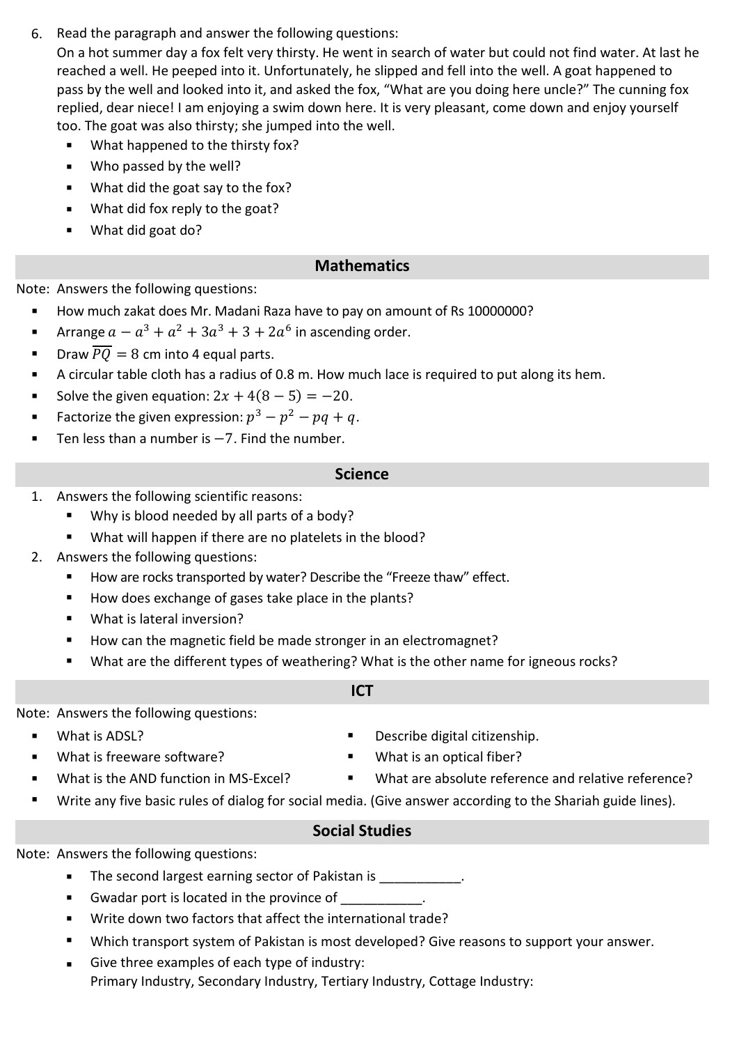6. Read the paragraph and answer the following questions:

   On a hot summer day a fox felt very thirsty. He went in search of water but could not find water. At last he reached a well. He peeped into it. Unfortunately, he slipped and fell into the well. A goat happened to pass by the well and looked into it, and asked the fox, "What are you doing here uncle?" The cunning fox replied, dear niece! I am enjoying a swim down here. It is very pleasant, come down and enjoy yourself too. The goat was also thirsty; she jumped into the well.

   - What happened to the thirsty fox?
   - Who passed by the well?
   - What did the goat say to the fox?
   - What did fox reply to the goat?
   - What did goat do?

## Mathematics

Note: Answers the following questions:

- How much zakat does Mr. Madani Raza have to pay on amount of Rs 10000000?
- Arrange $a - a^3 + a^2 + 3a^3 + 3 + 2a^6$ in ascending order.
- Draw $\overline{PQ} = 8$ cm into 4 equal parts.
- A circular table cloth has a radius of 0.8 m. How much lace is required to put along its hem.
- Solve the given equation: $2x + 4(8 - 5) = -20$.
- Factorize the given expression: $p^3 - p^2 - pq + q$.
- Ten less than a number is $-7$. Find the number.

## Science

1. Answers the following scientific reasons:
   - Why is blood needed by all parts of a body?
   - What will happen if there are no platelets in the blood?
2. Answers the following questions:
   - How are rocks transported by water? Describe the "Freeze thaw" effect.
   - How does exchange of gases take place in the plants?
   - What is lateral inversion?
   - How can the magnetic field be made stronger in an electromagnet?
   - What are the different types of weathering? What is the other name for igneous rocks?

## ICT

Note: Answers the following questions:

- What is ADSL?
- Describe digital citizenship.
- What is freeware software?
- What is an optical fiber?
- What is the AND function in MS-Excel?
- What are absolute reference and relative reference?
- Write any five basic rules of dialog for social media. (Give answer according to the Shariah guide lines).

## Social Studies

Note: Answers the following questions:

- The second largest earning sector of Pakistan is ___________.
- Gwadar port is located in the province of ___________.
- Write down two factors that affect the international trade?
- Which transport system of Pakistan is most developed? Give reasons to support your answer.
- Give three examples of each type of industry:

  Primary Industry, Secondary Industry, Tertiary Industry, Cottage Industry: